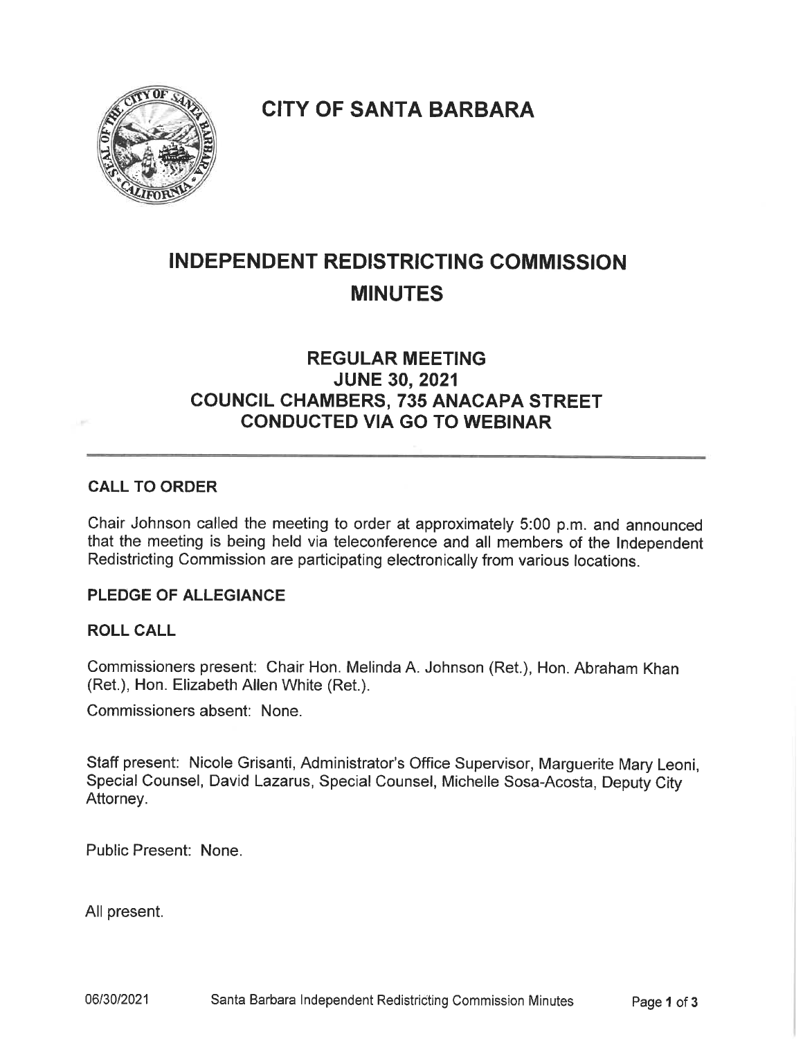# CITY OF SANTA BARBARA

# INDEPENDENT REDISTRICTING COMMISSION MINUTES

## REGULAR MEETING
## JUNE 30, 2021
## COUNCIL CHAMBERS, 735 ANACAPA STREET
## CONDUCTED VIA GO TO WEBINAR

---

### CALL TO ORDER

Chair Johnson called the meeting to order at approximately 5:00 p.m. and announced that the meeting is being held via teleconference and all members of the Independent Redistricting Commission are participating electronically from various locations.

### PLEDGE OF ALLEGIANCE

### ROLL CALL

Commissioners present: Chair Hon. Melinda A. Johnson (Ret.), Hon. Abraham Khan (Ret.), Hon. Elizabeth Allen White (Ret.).

Commissioners absent: None.

Staff present: Nicole Grisanti, Administrator's Office Supervisor, Marguerite Mary Leoni, Special Counsel, David Lazarus, Special Counsel, Michelle Sosa-Acosta, Deputy City Attorney.

Public Present: None.

All present.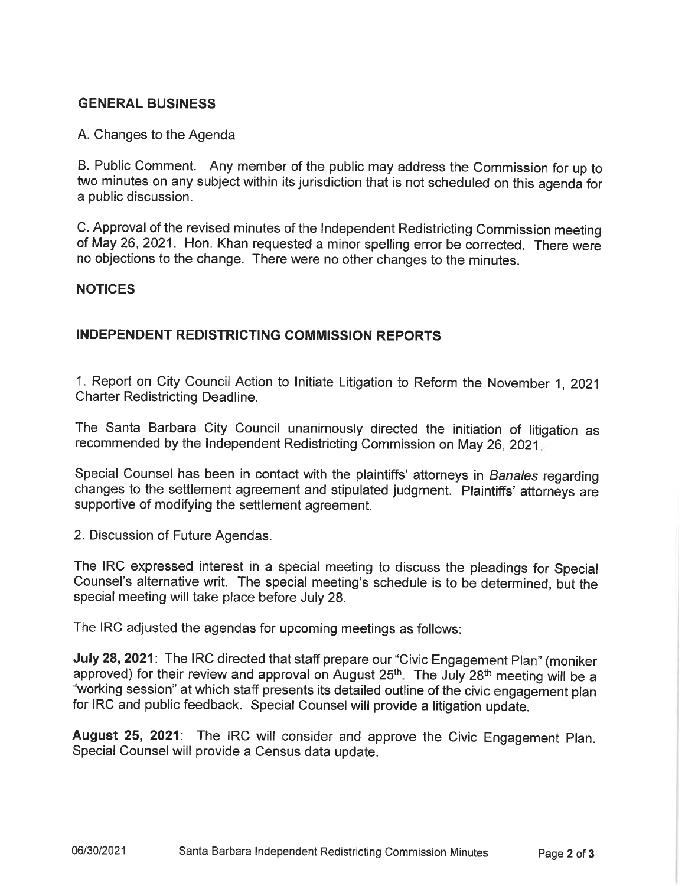## GENERAL BUSINESS

A. Changes to the Agenda

B. Public Comment. Any member of the public may address the Commission for up to two minutes on any subject within its jurisdiction that is not scheduled on this agenda for a public discussion.

C. Approval of the revised minutes of the Independent Redistricting Commission meeting of May 26, 2021. Hon. Khan requested a minor spelling error be corrected. There were no objections to the change. There were no other changes to the minutes.

## NOTICES

## INDEPENDENT REDISTRICTING COMMISSION REPORTS

1. Report on City Council Action to Initiate Litigation to Reform the November 1, 2021 Charter Redistricting Deadline.

The Santa Barbara City Council unanimously directed the initiation of litigation as recommended by the Independent Redistricting Commission on May 26, 2021.

Special Counsel has been in contact with the plaintiffs' attorneys in *Banales* regarding changes to the settlement agreement and stipulated judgment. Plaintiffs' attorneys are supportive of modifying the settlement agreement.

2. Discussion of Future Agendas.

The IRC expressed interest in a special meeting to discuss the pleadings for Special Counsel's alternative writ. The special meeting's schedule is to be determined, but the special meeting will take place before July 28.

The IRC adjusted the agendas for upcoming meetings as follows:

**July 28, 2021**: The IRC directed that staff prepare our "Civic Engagement Plan" (moniker approved) for their review and approval on August 25th. The July 28th meeting will be a "working session" at which staff presents its detailed outline of the civic engagement plan for IRC and public feedback. Special Counsel will provide a litigation update.

**August 25, 2021**: The IRC will consider and approve the Civic Engagement Plan. Special Counsel will provide a Census data update.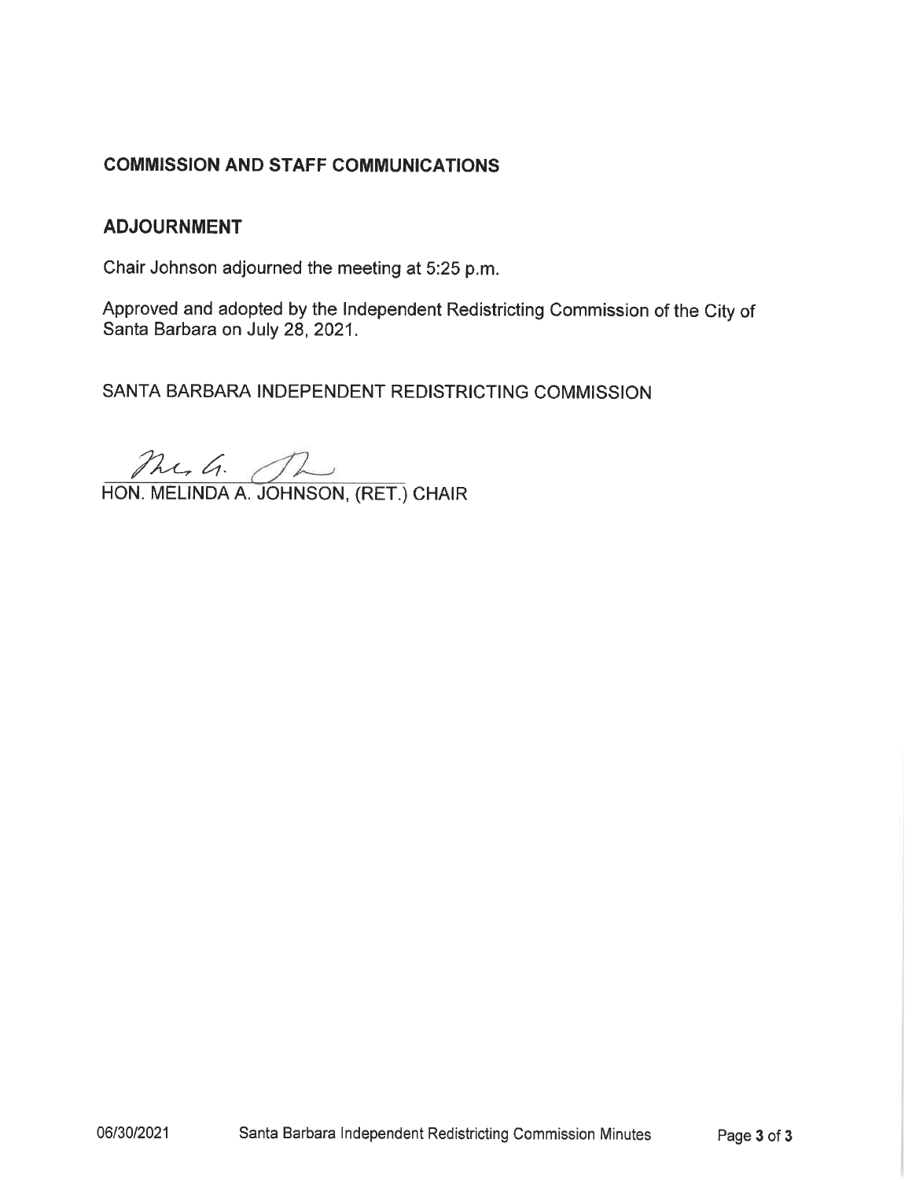## COMMISSION AND STAFF COMMUNICATIONS

## ADJOURNMENT

Chair Johnson adjourned the meeting at 5:25 p.m.

Approved and adopted by the Independent Redistricting Commission of the City of Santa Barbara on July 28, 2021.

SANTA BARBARA INDEPENDENT REDISTRICTING COMMISSION

HON. MELINDA A. JOHNSON, (RET.) CHAIR